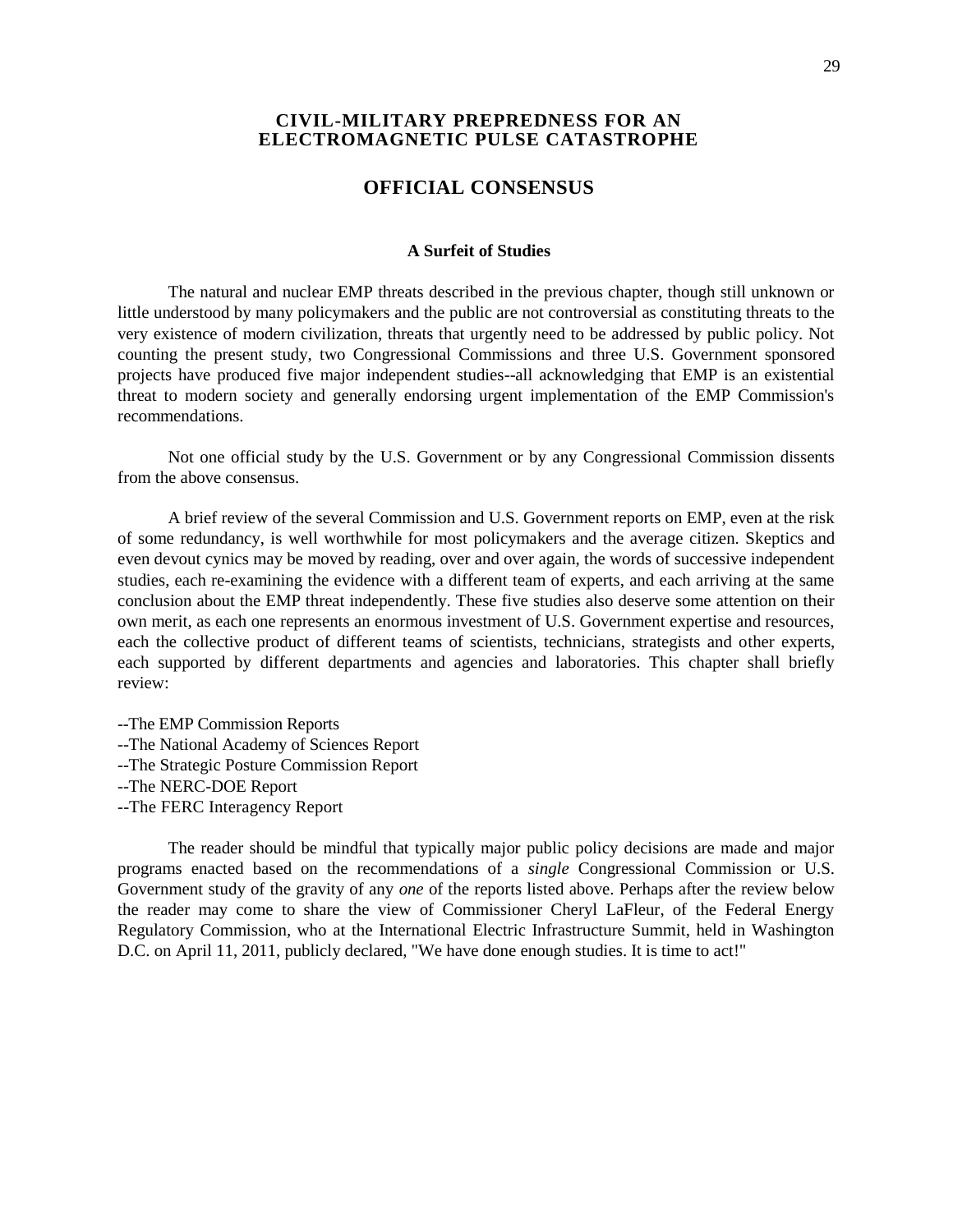## CIVIL-MILITARY PREPREDNESS FOR AN ELECTROMAGNETIC PULSE CATASTROPHE

# OFFICIAL CONSENSUS

### A Surfeit of Studies

The natural and nuclear EMP threats described in the previous chapter, though still unknown or little understood by many policymakers and the public are not controversial as constituting threats to the very existence of modern civilization, threats that urgently need to be addressed by public policy. Not counting the present study, two Congressional Commissions and three U.S. Government sponsored projects have produced five major independent studies--all acknowledging that EMP is an existential threat to modern society and generally endorsing urgent implementation of the EMP Commission's recommendations.

Not one official study by the U.S. Government or by any Congressional Commission dissents from the above consensus.

A brief review of the several Commission and U.S. Government reports on EMP, even at the risk of some redundancy, is well worthwhile for most policymakers and the average citizen. Skeptics and even devout cynics may be moved by reading, over and over again, the words of successive independent studies, each re-examining the evidence with a different team of experts, and each arriving at the same conclusion about the EMP threat independently. These five studies also deserve some attention on their own merit, as each one represents an enormous investment of U.S. Government expertise and resources, each the collective product of different teams of scientists, technicians, strategists and other experts, each supported by different departments and agencies and laboratories. This chapter shall briefly review:

--The EMP Commission Reports
--The National Academy of Sciences Report
--The Strategic Posture Commission Report
--The NERC-DOE Report
--The FERC Interagency Report

The reader should be mindful that typically major public policy decisions are made and major programs enacted based on the recommendations of a *single* Congressional Commission or U.S. Government study of the gravity of any *one* of the reports listed above. Perhaps after the review below the reader may come to share the view of Commissioner Cheryl LaFleur, of the Federal Energy Regulatory Commission, who at the International Electric Infrastructure Summit, held in Washington D.C. on April 11, 2011, publicly declared, "We have done enough studies. It is time to act!"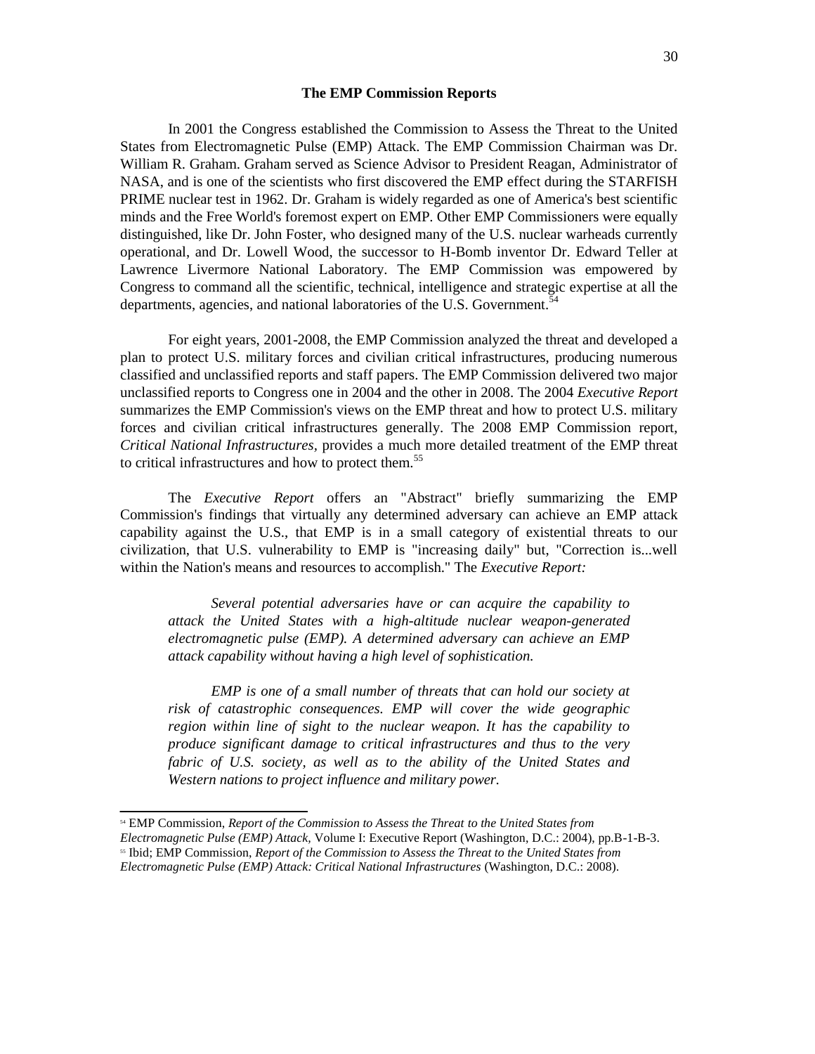## The EMP Commission Reports

In 2001 the Congress established the Commission to Assess the Threat to the United States from Electromagnetic Pulse (EMP) Attack. The EMP Commission Chairman was Dr. William R. Graham. Graham served as Science Advisor to President Reagan, Administrator of NASA, and is one of the scientists who first discovered the EMP effect during the STARFISH PRIME nuclear test in 1962. Dr. Graham is widely regarded as one of America's best scientific minds and the Free World's foremost expert on EMP. Other EMP Commissioners were equally distinguished, like Dr. John Foster, who designed many of the U.S. nuclear warheads currently operational, and Dr. Lowell Wood, the successor to H-Bomb inventor Dr. Edward Teller at Lawrence Livermore National Laboratory. The EMP Commission was empowered by Congress to command all the scientific, technical, intelligence and strategic expertise at all the departments, agencies, and national laboratories of the U.S. Government.[54]

For eight years, 2001-2008, the EMP Commission analyzed the threat and developed a plan to protect U.S. military forces and civilian critical infrastructures, producing numerous classified and unclassified reports and staff papers. The EMP Commission delivered two major unclassified reports to Congress one in 2004 and the other in 2008. The 2004 *Executive Report* summarizes the EMP Commission's views on the EMP threat and how to protect U.S. military forces and civilian critical infrastructures generally. The 2008 EMP Commission report, *Critical National Infrastructures*, provides a much more detailed treatment of the EMP threat to critical infrastructures and how to protect them.[55]

The *Executive Report* offers an "Abstract" briefly summarizing the EMP Commission's findings that virtually any determined adversary can achieve an EMP attack capability against the U.S., that EMP is in a small category of existential threats to our civilization, that U.S. vulnerability to EMP is "increasing daily" but, "Correction is...well within the Nation's means and resources to accomplish." The *Executive Report:*

> *Several potential adversaries have or can acquire the capability to attack the United States with a high-altitude nuclear weapon-generated electromagnetic pulse (EMP). A determined adversary can achieve an EMP attack capability without having a high level of sophistication.*
>
> *EMP is one of a small number of threats that can hold our society at risk of catastrophic consequences. EMP will cover the wide geographic region within line of sight to the nuclear weapon. It has the capability to produce significant damage to critical infrastructures and thus to the very fabric of U.S. society, as well as to the ability of the United States and Western nations to project influence and military power.*

---

[54] EMP Commission, *Report of the Commission to Assess the Threat to the United States from Electromagnetic Pulse (EMP) Attack,* Volume I: Executive Report (Washington, D.C.: 2004), pp.B-1-B-3.

[55] Ibid; EMP Commission, *Report of the Commission to Assess the Threat to the United States from Electromagnetic Pulse (EMP) Attack: Critical National Infrastructures* (Washington, D.C.: 2008).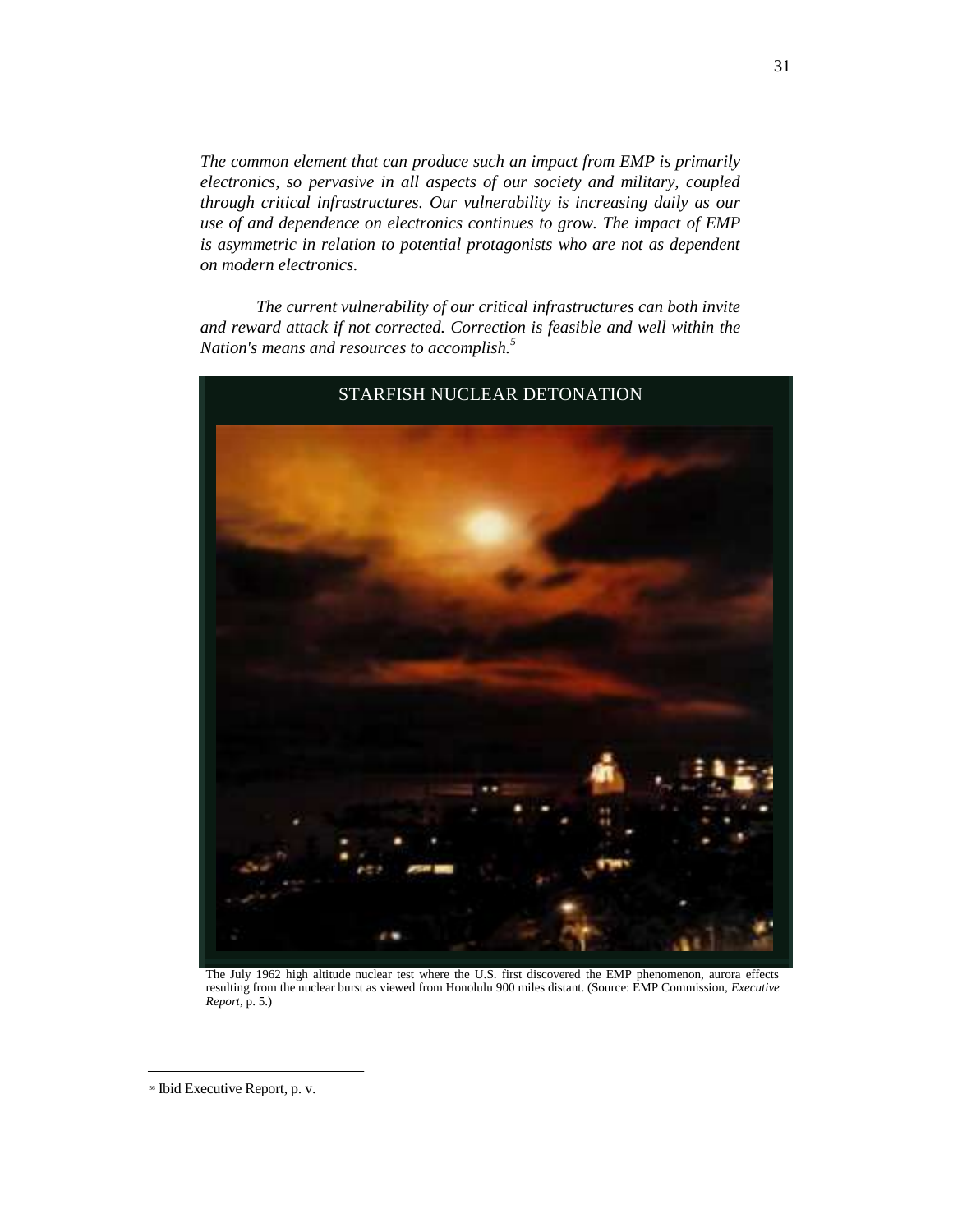*The common element that can produce such an impact from EMP is primarily electronics, so pervasive in all aspects of our society and military, coupled through critical infrastructures. Our vulnerability is increasing daily as our use of and dependence on electronics continues to grow. The impact of EMP is asymmetric in relation to potential protagonists who are not as dependent on modern electronics.*

*The current vulnerability of our critical infrastructures can both invite and reward attack if not corrected. Correction is feasible and well within the Nation's means and resources to accomplish.*[5]

STARFISH NUCLEAR DETONATION

The July 1962 high altitude nuclear test where the U.S. first discovered the EMP phenomenon, aurora effects resulting from the nuclear burst as viewed from Honolulu 900 miles distant. (Source: EMP Commission, *Executive Report*, p. 5.)

---

[56] Ibid Executive Report, p. v.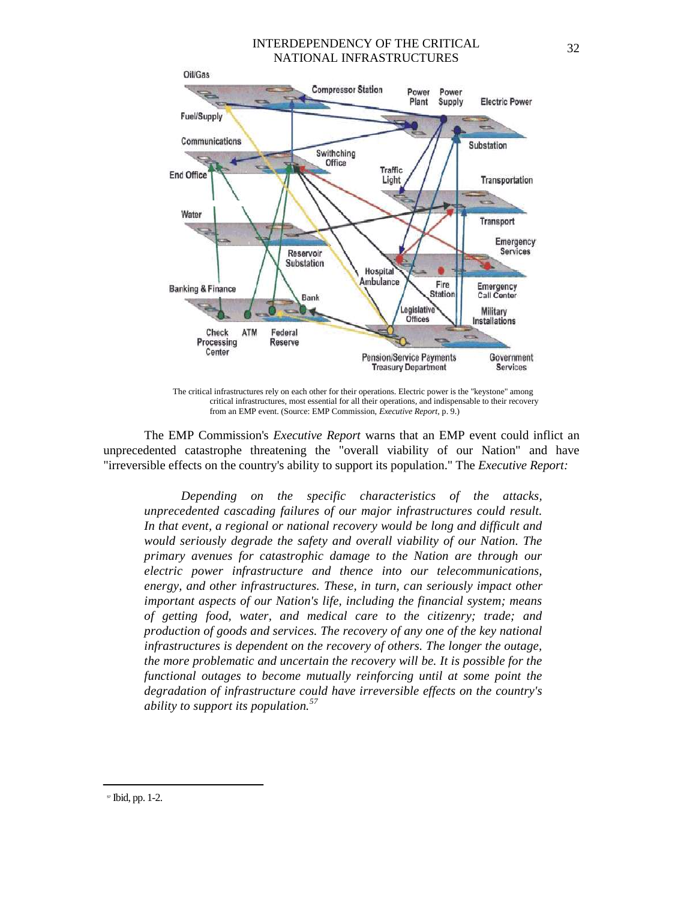INTERDEPENDENCY OF THE CRITICAL NATIONAL INFRASTRUCTURES

The critical infrastructures rely on each other for their operations. Electric power is the "keystone" among critical infrastructures, most essential for all their operations, and indispensable to their recovery from an EMP event. (Source: EMP Commission, *Executive Report*, p. 9.)

The EMP Commission's *Executive Report* warns that an EMP event could inflict an unprecedented catastrophe threatening the "overall viability of our Nation" and have "irreversible effects on the country's ability to support its population." The *Executive Report:*

> *Depending on the specific characteristics of the attacks, unprecedented cascading failures of our major infrastructures could result. In that event, a regional or national recovery would be long and difficult and would seriously degrade the safety and overall viability of our Nation. The primary avenues for catastrophic damage to the Nation are through our electric power infrastructure and thence into our telecommunications, energy, and other infrastructures. These, in turn, can seriously impact other important aspects of our Nation's life, including the financial system; means of getting food, water, and medical care to the citizenry; trade; and production of goods and services. The recovery of any one of the key national infrastructures is dependent on the recovery of others. The longer the outage, the more problematic and uncertain the recovery will be. It is possible for the functional outages to become mutually reinforcing until at some point the degradation of infrastructure could have irreversible effects on the country's ability to support its population.*[57]

---

[57] Ibid, pp. 1-2.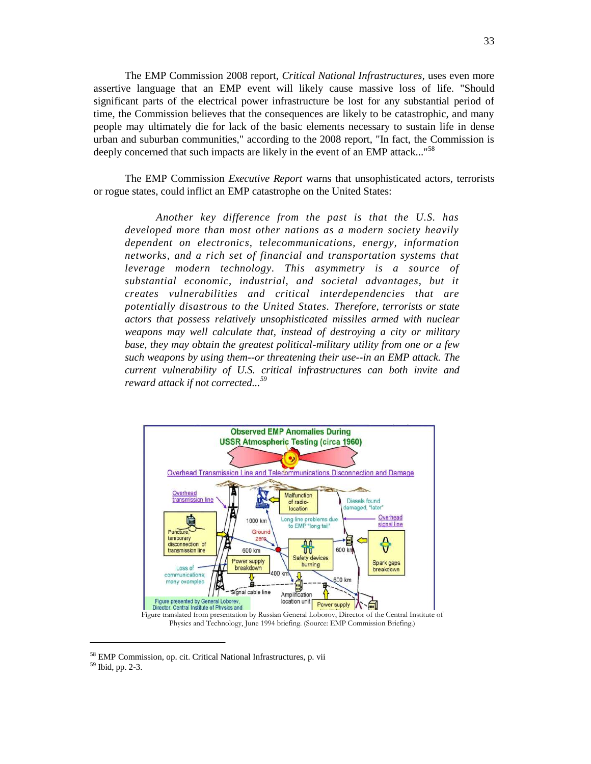The EMP Commission 2008 report, *Critical National Infrastructures*, uses even more assertive language that an EMP event will likely cause massive loss of life. "Should significant parts of the electrical power infrastructure be lost for any substantial period of time, the Commission believes that the consequences are likely to be catastrophic, and many people may ultimately die for lack of the basic elements necessary to sustain life in dense urban and suburban communities," according to the 2008 report, "In fact, the Commission is deeply concerned that such impacts are likely in the event of an EMP attack..."[58]

The EMP Commission *Executive Report* warns that unsophisticated actors, terrorists or rogue states, could inflict an EMP catastrophe on the United States:

> *Another key difference from the past is that the U.S. has developed more than most other nations as a modern society heavily dependent on electronics, telecommunications, energy, information networks, and a rich set of financial and transportation systems that leverage modern technology. This asymmetry is a source of substantial economic, industrial, and societal advantages, but it creates vulnerabilities and critical interdependencies that are potentially disastrous to the United States. Therefore, terrorists or state actors that possess relatively unsophisticated missiles armed with nuclear weapons may well calculate that, instead of destroying a city or military base, they may obtain the greatest political-military utility from one or a few such weapons by using them--or threatening their use--in an EMP attack. The current vulnerability of U.S. critical infrastructures can both invite and reward attack if not corrected...*[59]

Figure translated from presentation by Russian General Loborov, Director of the Central Institute of Physics and Technology, June 1994 briefing. (Source: EMP Commission Briefing.)

---

[58] EMP Commission, op. cit. Critical National Infrastructures, p. vii

[59] Ibid, pp. 2-3.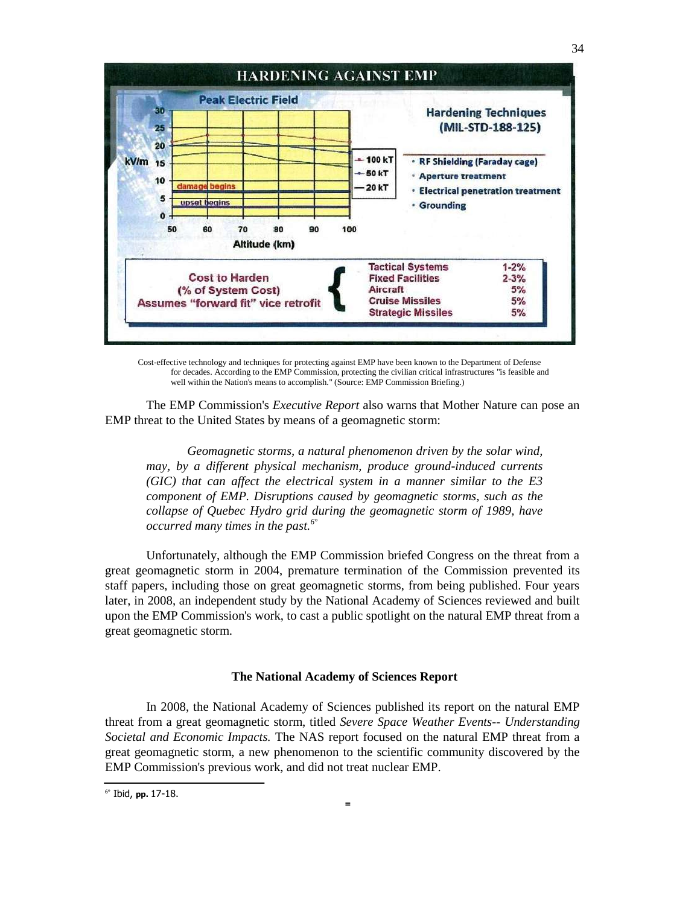## HARDENING AGAINST EMP

**Peak Electric Field**

| Altitude (km) | 50 | 60 | 70 | 80 | 90 | 100 |
|---|---|---|---|---|---|---|

kV/m axis: 0, 5, 10, 15, 20, 25, 30

- 100 kT
- 50 kT
- 20 kT

damage begins

upset begins

**Hardening Techniques (MIL-STD-188-125)**

- RF Shielding (Faraday cage)
- Aperture treatment
- Electrical penetration treatment
- Grounding

| Cost to Harden (% of System Cost) Assumes "forward fit" vice retrofit | |
|---|---|
| Tactical Systems | 1-2% |
| Fixed Facilities | 2-3% |
| Aircraft | 5% |
| Cruise Missiles | 5% |
| Strategic Missiles | 5% |

Cost-effective technology and techniques for protecting against EMP have been known to the Department of Defense for decades. According to the EMP Commission, protecting the civilian critical infrastructures "is feasible and well within the Nation's means to accomplish." (Source: EMP Commission Briefing.)

The EMP Commission's *Executive Report* also warns that Mother Nature can pose an EMP threat to the United States by means of a geomagnetic storm:

> *Geomagnetic storms, a natural phenomenon driven by the solar wind, may, by a different physical mechanism, produce ground-induced currents (GIC) that can affect the electrical system in a manner similar to the E3 component of EMP. Disruptions caused by geomagnetic storms, such as the collapse of Quebec Hydro grid during the geomagnetic storm of 1989, have occurred many times in the past.*[6°]

Unfortunately, although the EMP Commission briefed Congress on the threat from a great geomagnetic storm in 2004, premature termination of the Commission prevented its staff papers, including those on great geomagnetic storms, from being published. Four years later, in 2008, an independent study by the National Academy of Sciences reviewed and built upon the EMP Commission's work, to cast a public spotlight on the natural EMP threat from a great geomagnetic storm.

### The National Academy of Sciences Report

In 2008, the National Academy of Sciences published its report on the natural EMP threat from a great geomagnetic storm, titled *Severe Space Weather Events-- Understanding Societal and Economic Impacts.* The NAS report focused on the natural EMP threat from a great geomagnetic storm, a new phenomenon to the scientific community discovered by the EMP Commission's previous work, and did not treat nuclear EMP.

[6°] Ibid, **pp.** 17-18.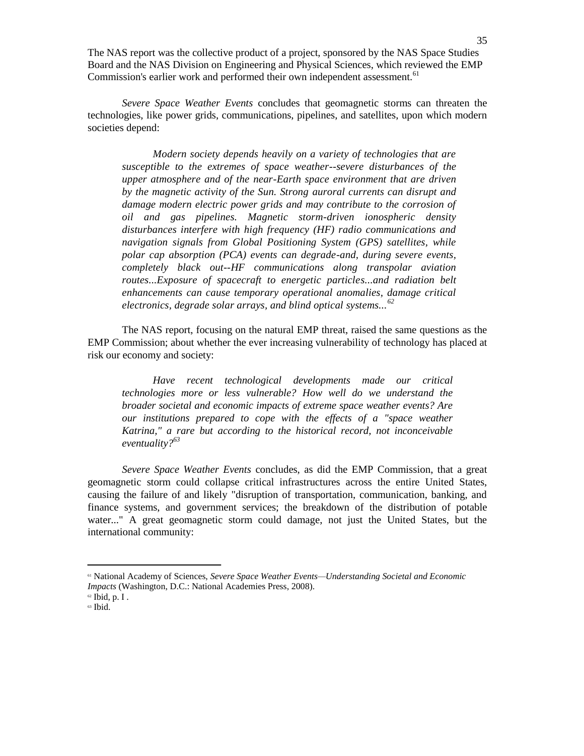The NAS report was the collective product of a project, sponsored by the NAS Space Studies Board and the NAS Division on Engineering and Physical Sciences, which reviewed the EMP Commission's earlier work and performed their own independent assessment.[61]

*Severe Space Weather Events* concludes that geomagnetic storms can threaten the technologies, like power grids, communications, pipelines, and satellites, upon which modern societies depend:

> *Modern society depends heavily on a variety of technologies that are susceptible to the extremes of space weather--severe disturbances of the upper atmosphere and of the near-Earth space environment that are driven by the magnetic activity of the Sun. Strong auroral currents can disrupt and damage modern electric power grids and may contribute to the corrosion of oil and gas pipelines. Magnetic storm-driven ionospheric density disturbances interfere with high frequency (HF) radio communications and navigation signals from Global Positioning System (GPS) satellites, while polar cap absorption (PCA) events can degrade-and, during severe events, completely black out--HF communications along transpolar aviation routes...Exposure of spacecraft to energetic particles...and radiation belt enhancements can cause temporary operational anomalies, damage critical electronics, degrade solar arrays, and blind optical systems...*[62]

The NAS report, focusing on the natural EMP threat, raised the same questions as the EMP Commission; about whether the ever increasing vulnerability of technology has placed at risk our economy and society:

> *Have recent technological developments made our critical technologies more or less vulnerable? How well do we understand the broader societal and economic impacts of extreme space weather events? Are our institutions prepared to cope with the effects of a "space weather Katrina," a rare but according to the historical record, not inconceivable eventuality?*[63]

*Severe Space Weather Events* concludes, as did the EMP Commission, that a great geomagnetic storm could collapse critical infrastructures across the entire United States, causing the failure of and likely "disruption of transportation, communication, banking, and finance systems, and government services; the breakdown of the distribution of potable water..." A great geomagnetic storm could damage, not just the United States, but the international community:

---

[61] National Academy of Sciences, *Severe Space Weather Events—Understanding Societal and Economic Impacts* (Washington, D.C.: National Academies Press, 2008).

[62] Ibid, p. I .

[63] Ibid.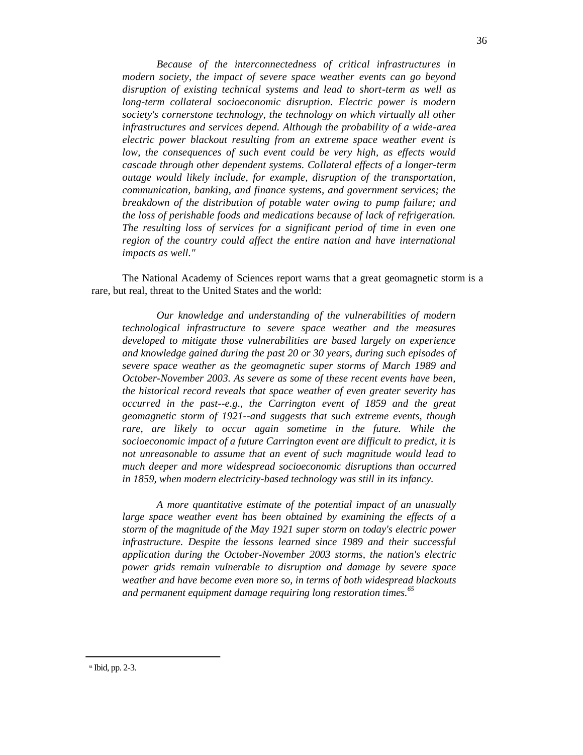*Because of the interconnectedness of critical infrastructures in modern society, the impact of severe space weather events can go beyond disruption of existing technical systems and lead to short-term as well as long-term collateral socioeconomic disruption. Electric power is modern society's cornerstone technology, the technology on which virtually all other infrastructures and services depend. Although the probability of a wide-area electric power blackout resulting from an extreme space weather event is low, the consequences of such event could be very high, as effects would cascade through other dependent systems. Collateral effects of a longer-term outage would likely include, for example, disruption of the transportation, communication, banking, and finance systems, and government services; the breakdown of the distribution of potable water owing to pump failure; and the loss of perishable foods and medications because of lack of refrigeration. The resulting loss of services for a significant period of time in even one region of the country could affect the entire nation and have international impacts as well."*

The National Academy of Sciences report warns that a great geomagnetic storm is a rare, but real, threat to the United States and the world:

*Our knowledge and understanding of the vulnerabilities of modern technological infrastructure to severe space weather and the measures developed to mitigate those vulnerabilities are based largely on experience and knowledge gained during the past 20 or 30 years, during such episodes of severe space weather as the geomagnetic super storms of March 1989 and October-November 2003. As severe as some of these recent events have been, the historical record reveals that space weather of even greater severity has occurred in the past--e.g., the Carrington event of 1859 and the great geomagnetic storm of 1921--and suggests that such extreme events, though rare, are likely to occur again sometime in the future. While the socioeconomic impact of a future Carrington event are difficult to predict, it is not unreasonable to assume that an event of such magnitude would lead to much deeper and more widespread socioeconomic disruptions than occurred in 1859, when modern electricity-based technology was still in its infancy.*

*A more quantitative estimate of the potential impact of an unusually large space weather event has been obtained by examining the effects of a storm of the magnitude of the May 1921 super storm on today's electric power infrastructure. Despite the lessons learned since 1989 and their successful application during the October-November 2003 storms, the nation's electric power grids remain vulnerable to disruption and damage by severe space weather and have become even more so, in terms of both widespread blackouts and permanent equipment damage requiring long restoration times.*[65]

---

[64] Ibid, pp. 2-3.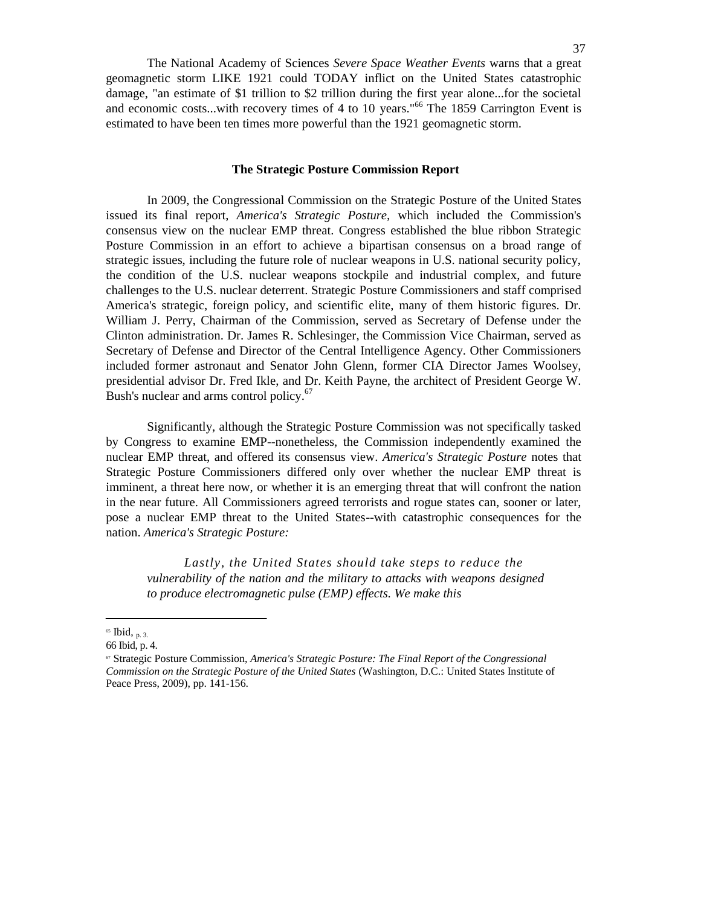The National Academy of Sciences *Severe Space Weather Events* warns that a great geomagnetic storm LIKE 1921 could TODAY inflict on the United States catastrophic damage, "an estimate of $1 trillion to $2 trillion during the first year alone...for the societal and economic costs...with recovery times of 4 to 10 years."[66] The 1859 Carrington Event is estimated to have been ten times more powerful than the 1921 geomagnetic storm.

**The Strategic Posture Commission Report**

In 2009, the Congressional Commission on the Strategic Posture of the United States issued its final report, *America's Strategic Posture,* which included the Commission's consensus view on the nuclear EMP threat. Congress established the blue ribbon Strategic Posture Commission in an effort to achieve a bipartisan consensus on a broad range of strategic issues, including the future role of nuclear weapons in U.S. national security policy, the condition of the U.S. nuclear weapons stockpile and industrial complex, and future challenges to the U.S. nuclear deterrent. Strategic Posture Commissioners and staff comprised America's strategic, foreign policy, and scientific elite, many of them historic figures. Dr. William J. Perry, Chairman of the Commission, served as Secretary of Defense under the Clinton administration. Dr. James R. Schlesinger, the Commission Vice Chairman, served as Secretary of Defense and Director of the Central Intelligence Agency. Other Commissioners included former astronaut and Senator John Glenn, former CIA Director James Woolsey, presidential advisor Dr. Fred Ikle, and Dr. Keith Payne, the architect of President George W. Bush's nuclear and arms control policy.[67]

Significantly, although the Strategic Posture Commission was not specifically tasked by Congress to examine EMP--nonetheless, the Commission independently examined the nuclear EMP threat, and offered its consensus view. *America's Strategic Posture* notes that Strategic Posture Commissioners differed only over whether the nuclear EMP threat is imminent, a threat here now, or whether it is an emerging threat that will confront the nation in the near future. All Commissioners agreed terrorists and rogue states can, sooner or later, pose a nuclear EMP threat to the United States--with catastrophic consequences for the nation. *America's Strategic Posture:*

> *Lastly, the United States should take steps to reduce the vulnerability of the nation and the military to attacks with weapons designed to produce electromagnetic pulse (EMP) effects. We make this*

---

[65] Ibid, p. 3.

66 Ibid, p. 4.

[67] Strategic Posture Commission, *America's Strategic Posture: The Final Report of the Congressional Commission on the Strategic Posture of the United States* (Washington, D.C.: United States Institute of Peace Press, 2009), pp. 141-156.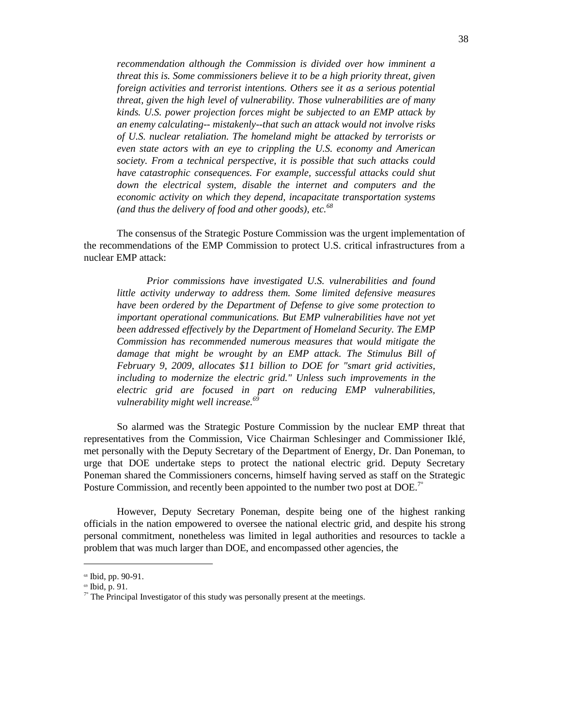*recommendation although the Commission is divided over how imminent a threat this is. Some commissioners believe it to be a high priority threat, given foreign activities and terrorist intentions. Others see it as a serious potential threat, given the high level of vulnerability. Those vulnerabilities are of many kinds. U.S. power projection forces might be subjected to an EMP attack by an enemy calculating-- mistakenly--that such an attack would not involve risks of U.S. nuclear retaliation. The homeland might be attacked by terrorists or even state actors with an eye to crippling the U.S. economy and American society. From a technical perspective, it is possible that such attacks could have catastrophic consequences. For example, successful attacks could shut down the electrical system, disable the internet and computers and the economic activity on which they depend, incapacitate transportation systems (and thus the delivery of food and other goods), etc.*[68]

The consensus of the Strategic Posture Commission was the urgent implementation of the recommendations of the EMP Commission to protect U.S. critical infrastructures from a nuclear EMP attack:

*Prior commissions have investigated U.S. vulnerabilities and found little activity underway to address them. Some limited defensive measures have been ordered by the Department of Defense to give some protection to important operational communications. But EMP vulnerabilities have not yet been addressed effectively by the Department of Homeland Security. The EMP Commission has recommended numerous measures that would mitigate the damage that might be wrought by an EMP attack. The Stimulus Bill of February 9, 2009, allocates $11 billion to DOE for "smart grid activities, including to modernize the electric grid." Unless such improvements in the electric grid are focused in part on reducing EMP vulnerabilities, vulnerability might well increase.*[69]

So alarmed was the Strategic Posture Commission by the nuclear EMP threat that representatives from the Commission, Vice Chairman Schlesinger and Commissioner Iklé, met personally with the Deputy Secretary of the Department of Energy, Dr. Dan Poneman, to urge that DOE undertake steps to protect the national electric grid. Deputy Secretary Poneman shared the Commissioners concerns, himself having served as staff on the Strategic Posture Commission, and recently been appointed to the number two post at DOE.[70]

However, Deputy Secretary Poneman, despite being one of the highest ranking officials in the nation empowered to oversee the national electric grid, and despite his strong personal commitment, nonetheless was limited in legal authorities and resources to tackle a problem that was much larger than DOE, and encompassed other agencies, the

---

[68] Ibid, pp. 90-91.

[69] Ibid, p. 91.

[70] The Principal Investigator of this study was personally present at the meetings.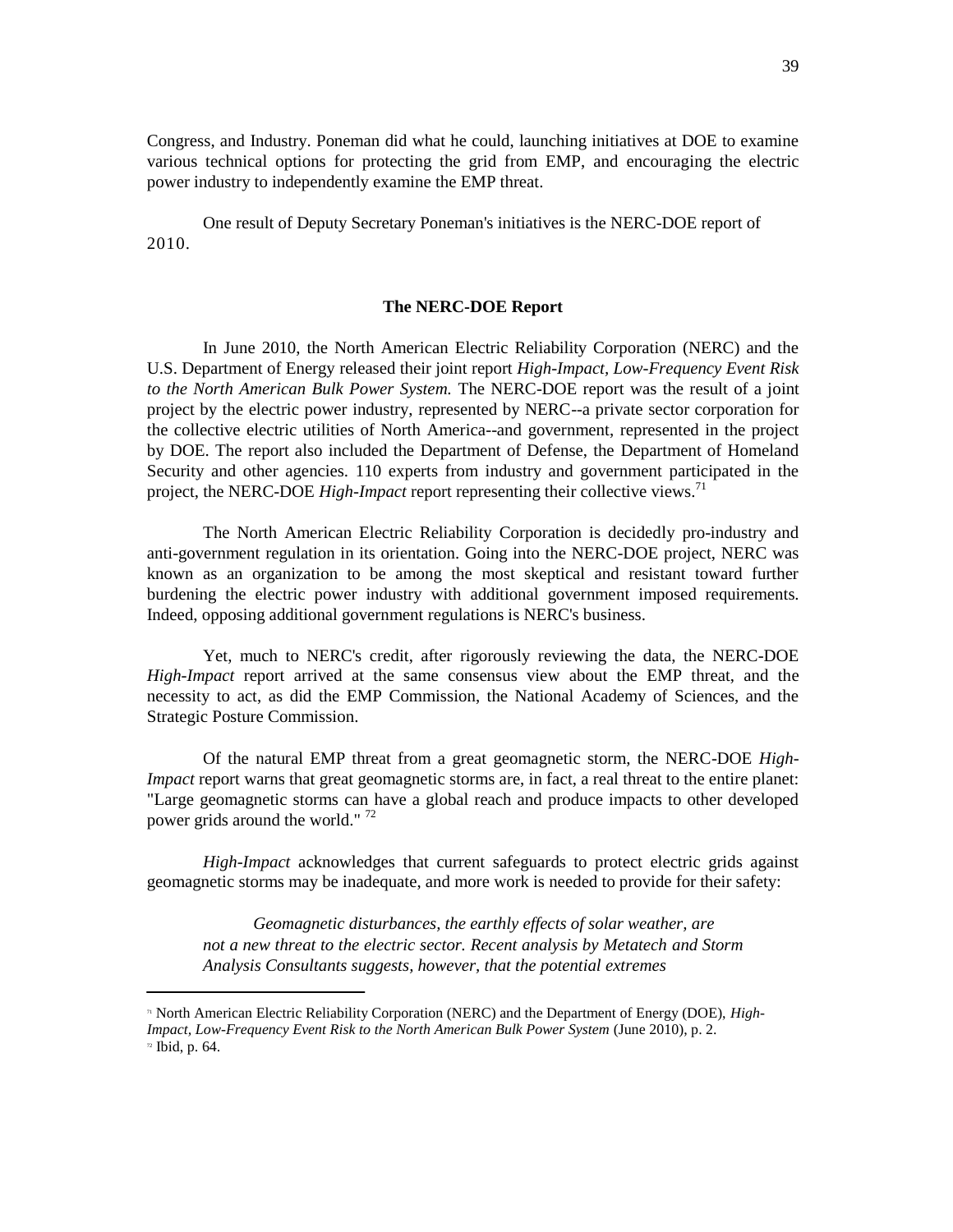Congress, and Industry. Poneman did what he could, launching initiatives at DOE to examine various technical options for protecting the grid from EMP, and encouraging the electric power industry to independently examine the EMP threat.

One result of Deputy Secretary Poneman's initiatives is the NERC-DOE report of 2010.

### The NERC-DOE Report

In June 2010, the North American Electric Reliability Corporation (NERC) and the U.S. Department of Energy released their joint report *High-Impact, Low-Frequency Event Risk to the North American Bulk Power System.* The NERC-DOE report was the result of a joint project by the electric power industry, represented by NERC--a private sector corporation for the collective electric utilities of North America--and government, represented in the project by DOE. The report also included the Department of Defense, the Department of Homeland Security and other agencies. 110 experts from industry and government participated in the project, the NERC-DOE *High-Impact* report representing their collective views.[71]

The North American Electric Reliability Corporation is decidedly pro-industry and anti-government regulation in its orientation. Going into the NERC-DOE project, NERC was known as an organization to be among the most skeptical and resistant toward further burdening the electric power industry with additional government imposed requirements. Indeed, opposing additional government regulations is NERC's business.

Yet, much to NERC's credit, after rigorously reviewing the data, the NERC-DOE *High-Impact* report arrived at the same consensus view about the EMP threat, and the necessity to act, as did the EMP Commission, the National Academy of Sciences, and the Strategic Posture Commission.

Of the natural EMP threat from a great geomagnetic storm, the NERC-DOE *High-Impact* report warns that great geomagnetic storms are, in fact, a real threat to the entire planet: "Large geomagnetic storms can have a global reach and produce impacts to other developed power grids around the world." [72]

*High-Impact* acknowledges that current safeguards to protect electric grids against geomagnetic storms may be inadequate, and more work is needed to provide for their safety:

> *Geomagnetic disturbances, the earthly effects of solar weather, are not a new threat to the electric sector. Recent analysis by Metatech and Storm Analysis Consultants suggests, however, that the potential extremes*

---

[71] North American Electric Reliability Corporation (NERC) and the Department of Energy (DOE), *High-Impact, Low-Frequency Event Risk to the North American Bulk Power System* (June 2010), p. 2.

[72] Ibid, p. 64.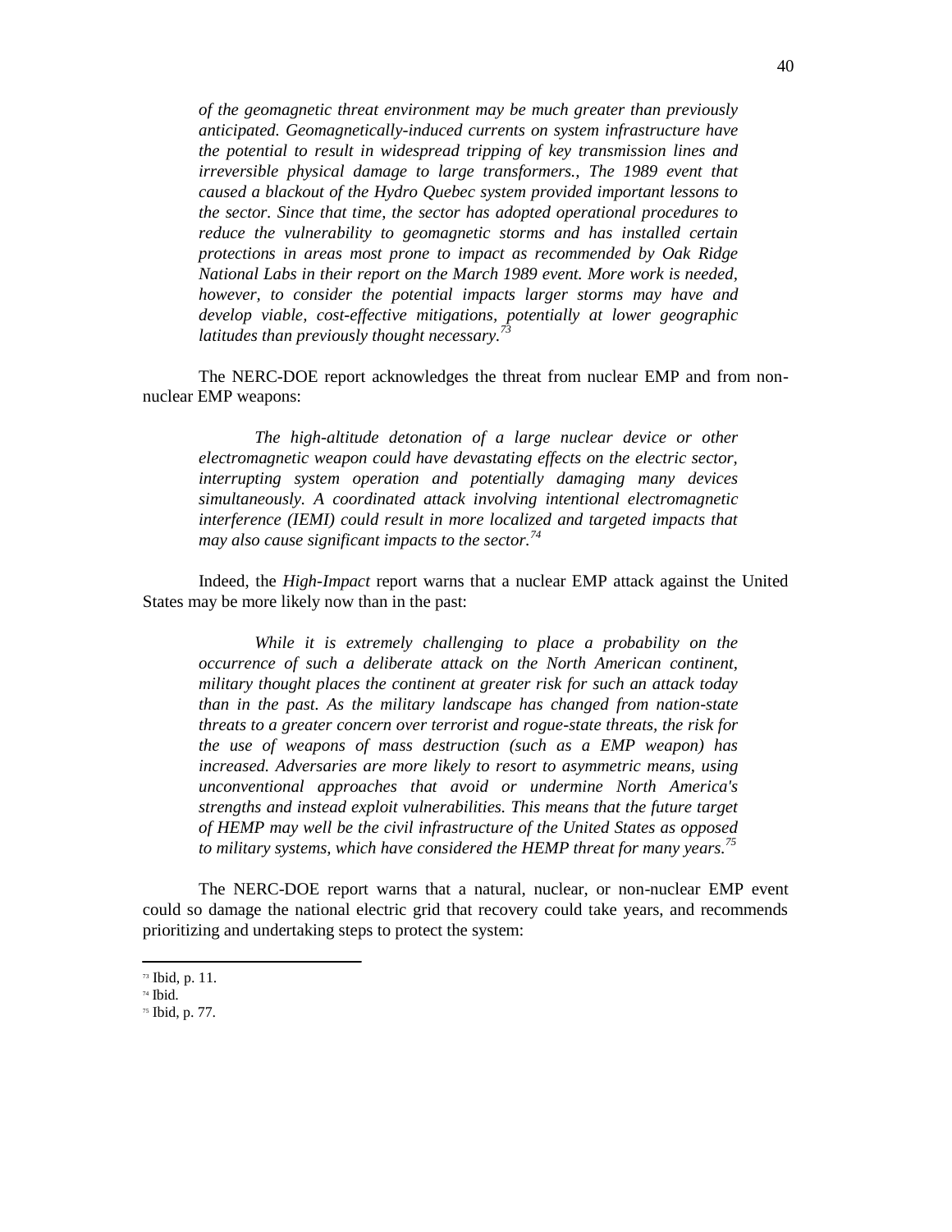> *of the geomagnetic threat environment may be much greater than previously anticipated. Geomagnetically-induced currents on system infrastructure have the potential to result in widespread tripping of key transmission lines and irreversible physical damage to large transformers., The 1989 event that caused a blackout of the Hydro Quebec system provided important lessons to the sector. Since that time, the sector has adopted operational procedures to reduce the vulnerability to geomagnetic storms and has installed certain protections in areas most prone to impact as recommended by Oak Ridge National Labs in their report on the March 1989 event. More work is needed, however, to consider the potential impacts larger storms may have and develop viable, cost-effective mitigations, potentially at lower geographic latitudes than previously thought necessary.*[73]

The NERC-DOE report acknowledges the threat from nuclear EMP and from non-nuclear EMP weapons:

> *The high-altitude detonation of a large nuclear device or other electromagnetic weapon could have devastating effects on the electric sector, interrupting system operation and potentially damaging many devices simultaneously. A coordinated attack involving intentional electromagnetic interference (IEMI) could result in more localized and targeted impacts that may also cause significant impacts to the sector.*[74]

Indeed, the *High-Impact* report warns that a nuclear EMP attack against the United States may be more likely now than in the past:

> *While it is extremely challenging to place a probability on the occurrence of such a deliberate attack on the North American continent, military thought places the continent at greater risk for such an attack today than in the past. As the military landscape has changed from nation-state threats to a greater concern over terrorist and rogue-state threats, the risk for the use of weapons of mass destruction (such as a EMP weapon) has increased. Adversaries are more likely to resort to asymmetric means, using unconventional approaches that avoid or undermine North America's strengths and instead exploit vulnerabilities. This means that the future target of HEMP may well be the civil infrastructure of the United States as opposed to military systems, which have considered the HEMP threat for many years.*[75]

The NERC-DOE report warns that a natural, nuclear, or non-nuclear EMP event could so damage the national electric grid that recovery could take years, and recommends prioritizing and undertaking steps to protect the system:

---

[73] Ibid, p. 11.

[74] Ibid.

[75] Ibid, p. 77.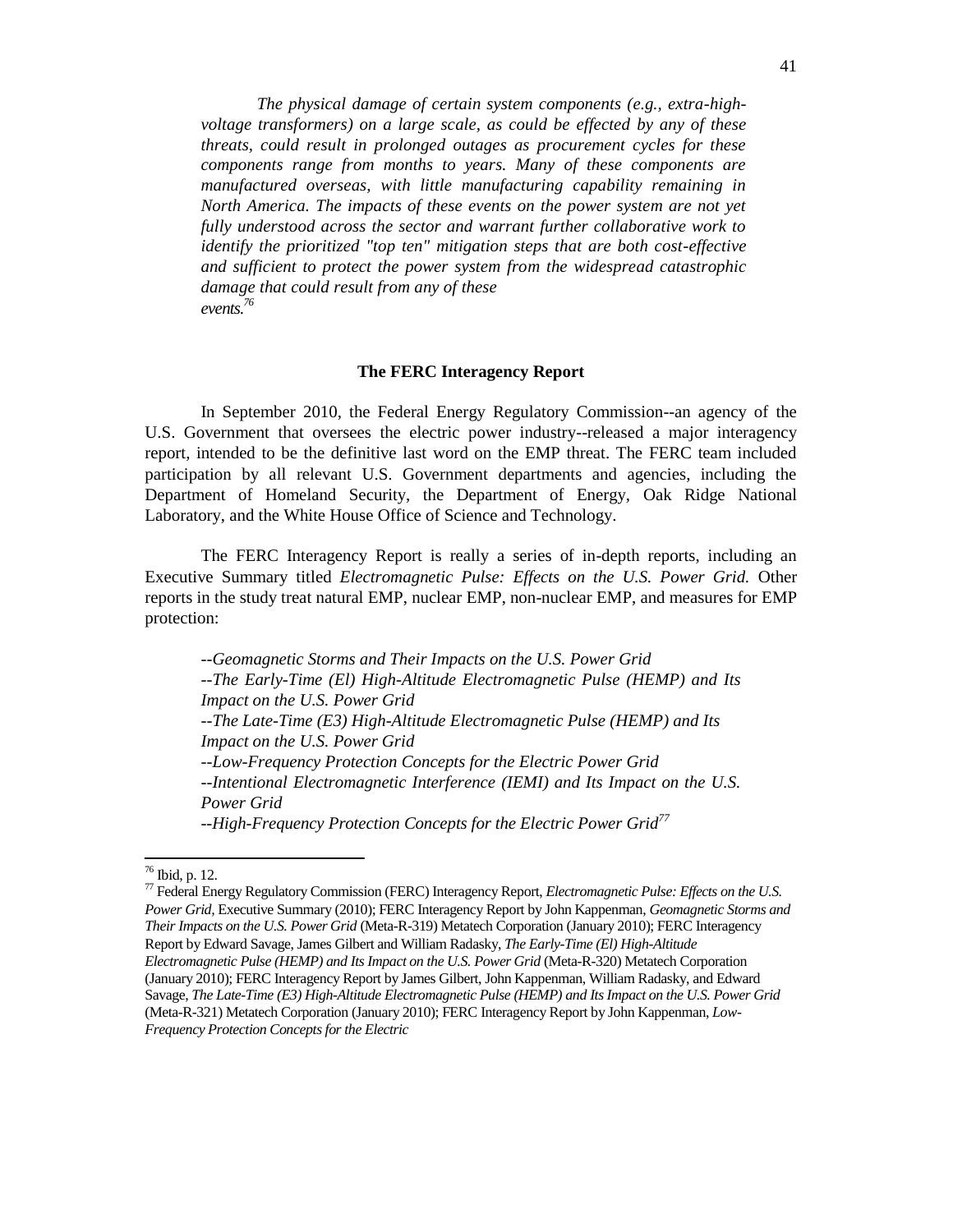*The physical damage of certain system components (e.g., extra-high-voltage transformers) on a large scale, as could be effected by any of these threats, could result in prolonged outages as procurement cycles for these components range from months to years. Many of these components are manufactured overseas, with little manufacturing capability remaining in North America. The impacts of these events on the power system are not yet fully understood across the sector and warrant further collaborative work to identify the prioritized "top ten" mitigation steps that are both cost-effective and sufficient to protect the power system from the widespread catastrophic damage that could result from any of these events.*[76]

**The FERC Interagency Report**

In September 2010, the Federal Energy Regulatory Commission--an agency of the U.S. Government that oversees the electric power industry--released a major interagency report, intended to be the definitive last word on the EMP threat. The FERC team included participation by all relevant U.S. Government departments and agencies, including the Department of Homeland Security, the Department of Energy, Oak Ridge National Laboratory, and the White House Office of Science and Technology.

The FERC Interagency Report is really a series of in-depth reports, including an Executive Summary titled *Electromagnetic Pulse: Effects on the U.S. Power Grid.* Other reports in the study treat natural EMP, nuclear EMP, non-nuclear EMP, and measures for EMP protection:

*--Geomagnetic Storms and Their Impacts on the U.S. Power Grid*
*--The Early-Time (El) High-Altitude Electromagnetic Pulse (HEMP) and Its Impact on the U.S. Power Grid*
*--The Late-Time (E3) High-Altitude Electromagnetic Pulse (HEMP) and Its Impact on the U.S. Power Grid*
*--Low-Frequency Protection Concepts for the Electric Power Grid*
*--Intentional Electromagnetic Interference (IEMI) and Its Impact on the U.S. Power Grid*
*--High-Frequency Protection Concepts for the Electric Power Grid*[77]

---

[76] Ibid, p. 12.

[77] Federal Energy Regulatory Commission (FERC) Interagency Report, *Electromagnetic Pulse: Effects on the U.S. Power Grid,* Executive Summary (2010); FERC Interagency Report by John Kappenman, *Geomagnetic Storms and Their Impacts on the U.S. Power Grid* (Meta-R-319) Metatech Corporation (January 2010); FERC Interagency Report by Edward Savage, James Gilbert and William Radasky, *The Early-Time (El) High-Altitude Electromagnetic Pulse (HEMP) and Its Impact on the U.S. Power Grid* (Meta-R-320) Metatech Corporation (January 2010); FERC Interagency Report by James Gilbert, John Kappenman, William Radasky, and Edward Savage, *The Late-Time (E3) High-Altitude Electromagnetic Pulse (HEMP) and Its Impact on the U.S. Power Grid* (Meta-R-321) Metatech Corporation (January 2010); FERC Interagency Report by John Kappenman, *Low-Frequency Protection Concepts for the Electric*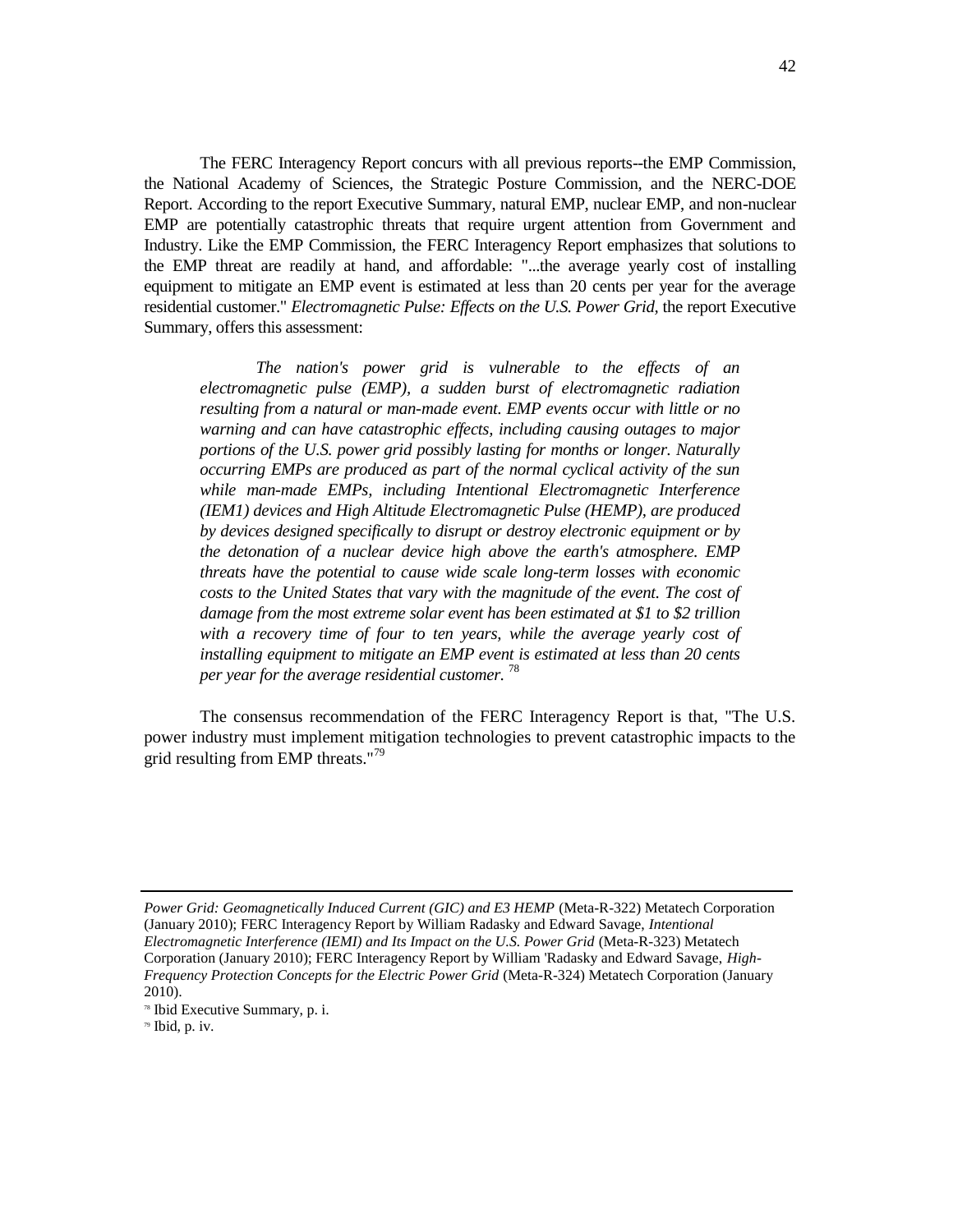The FERC Interagency Report concurs with all previous reports--the EMP Commission, the National Academy of Sciences, the Strategic Posture Commission, and the NERC-DOE Report. According to the report Executive Summary, natural EMP, nuclear EMP, and non-nuclear EMP are potentially catastrophic threats that require urgent attention from Government and Industry. Like the EMP Commission, the FERC Interagency Report emphasizes that solutions to the EMP threat are readily at hand, and affordable: "...the average yearly cost of installing equipment to mitigate an EMP event is estimated at less than 20 cents per year for the average residential customer." *Electromagnetic Pulse: Effects on the U.S. Power Grid*, the report Executive Summary, offers this assessment:

> *The nation's power grid is vulnerable to the effects of an electromagnetic pulse (EMP), a sudden burst of electromagnetic radiation resulting from a natural or man-made event. EMP events occur with little or no warning and can have catastrophic effects, including causing outages to major portions of the U.S. power grid possibly lasting for months or longer. Naturally occurring EMPs are produced as part of the normal cyclical activity of the sun while man-made EMPs, including Intentional Electromagnetic Interference (IEM1) devices and High Altitude Electromagnetic Pulse (HEMP), are produced by devices designed specifically to disrupt or destroy electronic equipment or by the detonation of a nuclear device high above the earth's atmosphere. EMP threats have the potential to cause wide scale long-term losses with economic costs to the United States that vary with the magnitude of the event. The cost of damage from the most extreme solar event has been estimated at $1 to $2 trillion with a recovery time of four to ten years, while the average yearly cost of installing equipment to mitigate an EMP event is estimated at less than 20 cents per year for the average residential customer.* [78]

The consensus recommendation of the FERC Interagency Report is that, "The U.S. power industry must implement mitigation technologies to prevent catastrophic impacts to the grid resulting from EMP threats."[79]

---

*Power Grid: Geomagnetically Induced Current (GIC) and E3 HEMP* (Meta-R-322) Metatech Corporation (January 2010); FERC Interagency Report by William Radasky and Edward Savage, *Intentional Electromagnetic Interference (IEMI) and Its Impact on the U.S. Power Grid* (Meta-R-323) Metatech Corporation (January 2010); FERC Interagency Report by William 'Radasky and Edward Savage, *High-Frequency Protection Concepts for the Electric Power Grid* (Meta-R-324) Metatech Corporation (January 2010).

[78] Ibid Executive Summary, p. i.

[79] Ibid, p. iv.